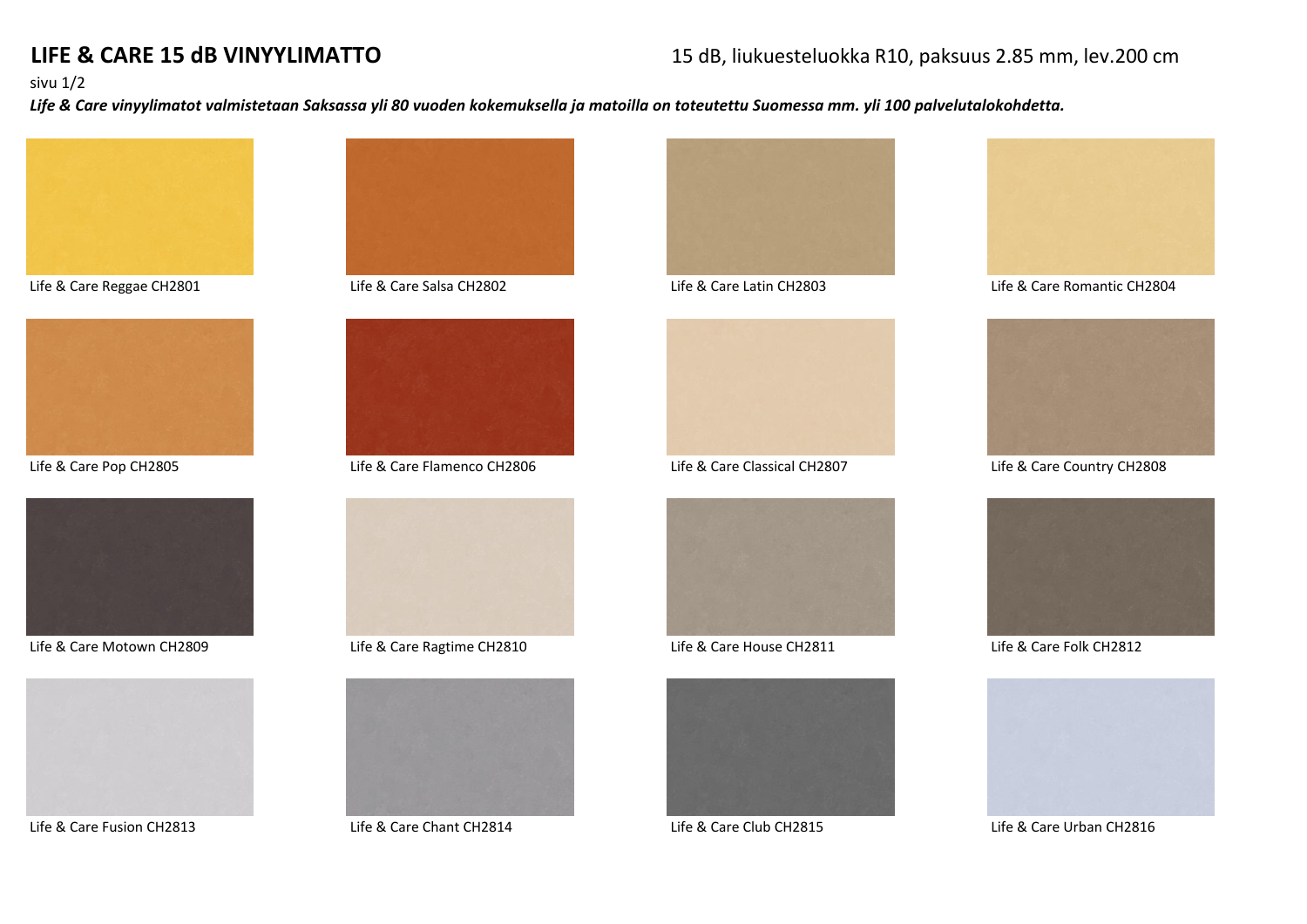# LIFE & CARE 15 dB VINYYLIMATTO

15 dB, liukuesteluokka R10, paksuus 2.85 mm, lev.200 cm

sivu 1/2

***Life & Care vinyylimatot valmistetaan Saksassa yli 80 vuoden kokemuksella ja matoilla on toteutettu Suomessa mm. yli 100 palvelutalokohdetta.***

Life & Care Reggae CH2801

Life & Care Salsa CH2802

Life & Care Latin CH2803

Life & Care Romantic CH2804

Life & Care Pop CH2805

Life & Care Flamenco CH2806

Life & Care Classical CH2807

Life & Care Country CH2808

Life & Care Motown CH2809

Life & Care Ragtime CH2810

Life & Care House CH2811

Life & Care Folk CH2812

Life & Care Fusion CH2813

Life & Care Chant CH2814

Life & Care Club CH2815

Life & Care Urban CH2816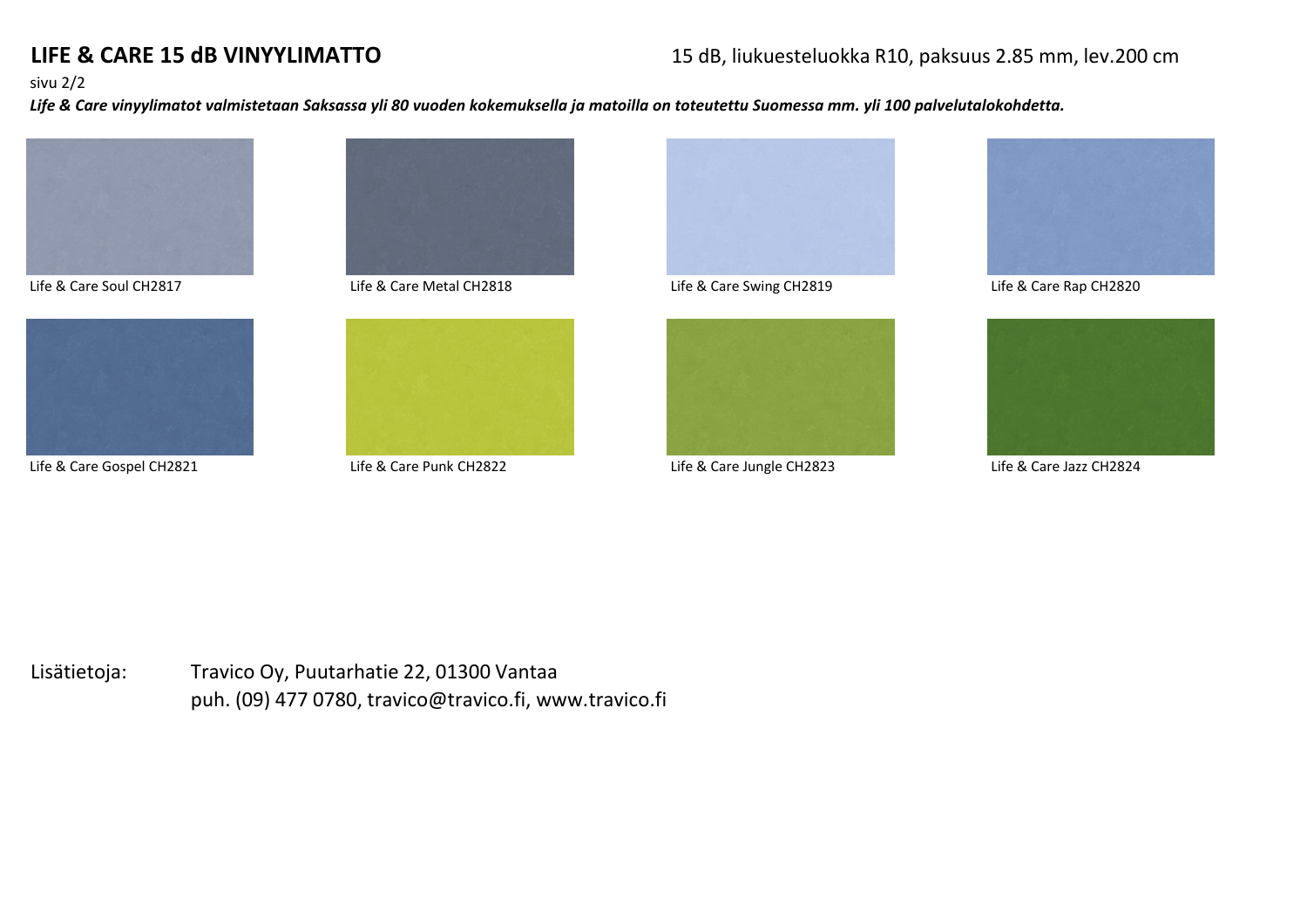# LIFE & CARE 15 dB VINYYLIMATTO

15 dB, liukuesteluokka R10, paksuus 2.85 mm, lev.200 cm

sivu 2/2

***Life & Care vinyylimatot valmistetaan Saksassa yli 80 vuoden kokemuksella ja matoilla on toteutettu Suomessa mm. yli 100 palvelutalokohdetta.***

Life & Care Soul CH2817

Life & Care Metal CH2818

Life & Care Swing CH2819

Life & Care Rap CH2820

Life & Care Gospel CH2821

Life & Care Punk CH2822

Life & Care Jungle CH2823

Life & Care Jazz CH2824

Lisätietoja: Travico Oy, Puutarhatie 22, 01300 Vantaa
puh. (09) 477 0780, travico@travico.fi, www.travico.fi